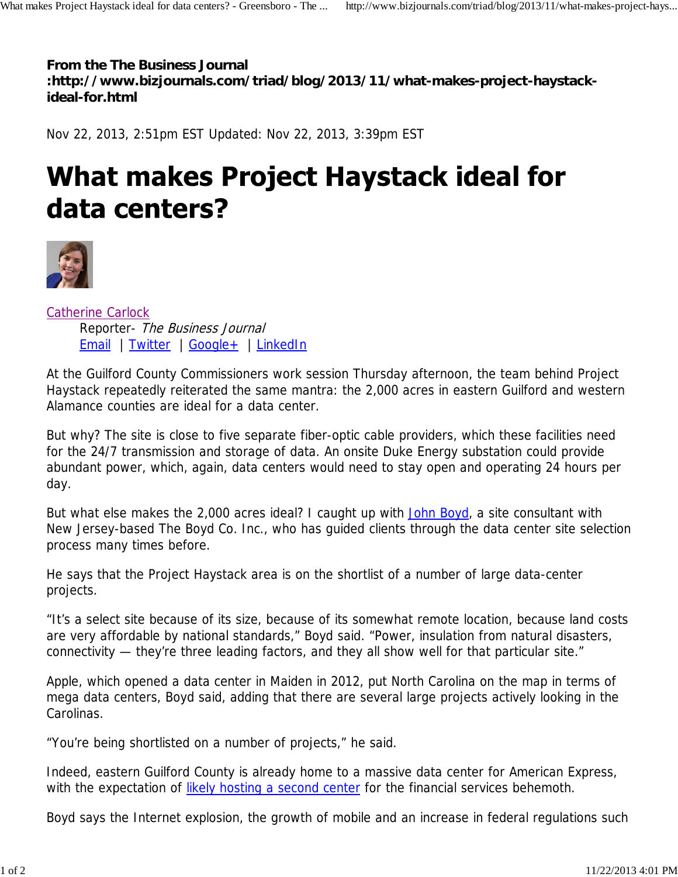**From the The Business Journal :http://www.bizjournals.com/triad/blog/2013/11/what-makes-project-haystack-ideal-for.html**

Nov 22, 2013, 2:51pm EST Updated: Nov 22, 2013, 3:39pm EST

# What makes Project Haystack ideal for data centers?

Catherine Carlock
Reporter- *The Business Journal*
Email | Twitter | Google+ | LinkedIn

At the Guilford County Commissioners work session Thursday afternoon, the team behind Project Haystack repeatedly reiterated the same mantra: the 2,000 acres in eastern Guilford and western Alamance counties are ideal for a data center.

But why? The site is close to five separate fiber-optic cable providers, which these facilities need for the 24/7 transmission and storage of data. An onsite Duke Energy substation could provide abundant power, which, again, data centers would need to stay open and operating 24 hours per day.

But what else makes the 2,000 acres ideal? I caught up with John Boyd, a site consultant with New Jersey-based The Boyd Co. Inc., who has guided clients through the data center site selection process many times before.

He says that the Project Haystack area is on the shortlist of a number of large data-center projects.

"It's a select site because of its size, because of its somewhat remote location, because land costs are very affordable by national standards," Boyd said. "Power, insulation from natural disasters, connectivity — they're three leading factors, and they all show well for that particular site."

Apple, which opened a data center in Maiden in 2012, put North Carolina on the map in terms of mega data centers, Boyd said, adding that there are several large projects actively looking in the Carolinas.

"You're being shortlisted on a number of projects," he said.

Indeed, eastern Guilford County is already home to a massive data center for American Express, with the expectation of likely hosting a second center for the financial services behemoth.

Boyd says the Internet explosion, the growth of mobile and an increase in federal regulations such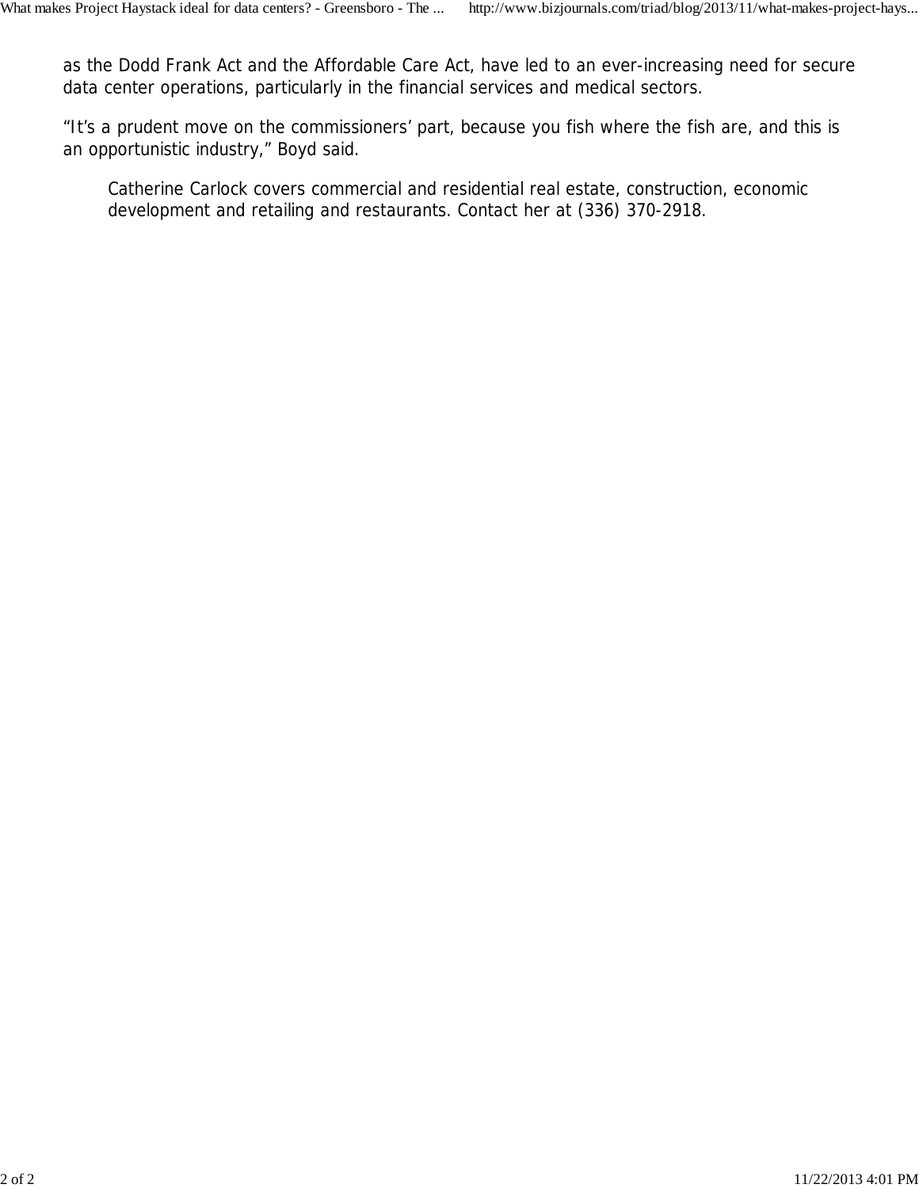as the Dodd Frank Act and the Affordable Care Act, have led to an ever-increasing need for secure data center operations, particularly in the financial services and medical sectors.

“It’s a prudent move on the commissioners’ part, because you fish where the fish are, and this is an opportunistic industry,” Boyd said.

> Catherine Carlock covers commercial and residential real estate, construction, economic development and retailing and restaurants. Contact her at (336) 370-2918.